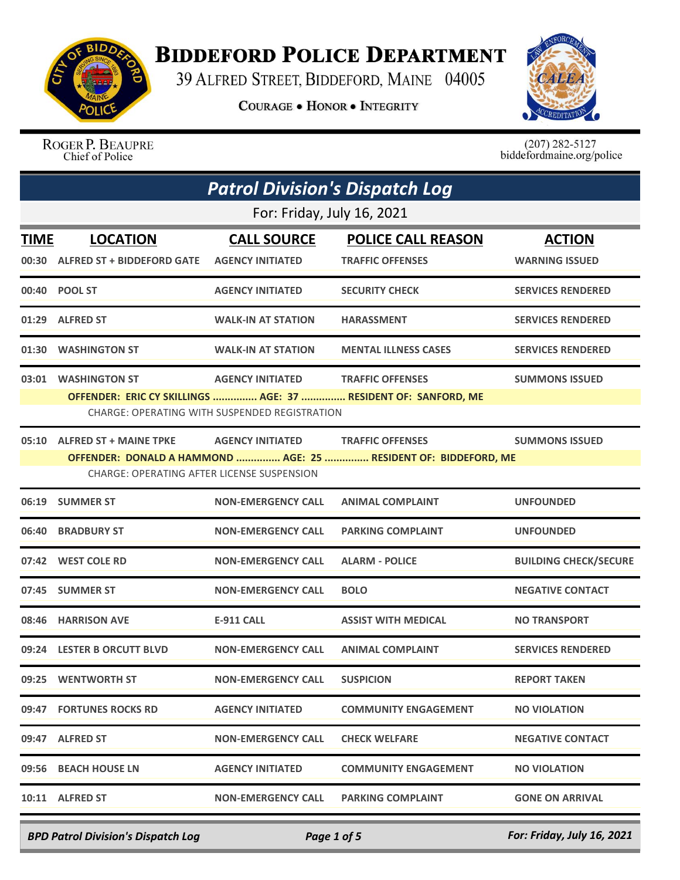# Biddeford Police Department

39 Alfred Street, Biddeford, Maine 04005

**Courage • Honor • Integrity**

Roger P. Beaupre
Chief of Police

(207) 282-5127
biddefordmaine.org/police

## *Patrol Division's Dispatch Log*

For: Friday, July 16, 2021

| TIME | LOCATION | CALL SOURCE | POLICE CALL REASON | ACTION |
|---|---|---|---|---|
| 00:30 | ALFRED ST + BIDDEFORD GATE | AGENCY INITIATED | TRAFFIC OFFENSES | WARNING ISSUED |
| 00:40 | POOL ST | AGENCY INITIATED | SECURITY CHECK | SERVICES RENDERED |
| 01:29 | ALFRED ST | WALK-IN AT STATION | HARASSMENT | SERVICES RENDERED |
| 01:30 | WASHINGTON ST | WALK-IN AT STATION | MENTAL ILLNESS CASES | SERVICES RENDERED |
| 03:01 | WASHINGTON ST | AGENCY INITIATED | TRAFFIC OFFENSES | SUMMONS ISSUED |
| | OFFENDER: ERIC CY SKILLINGS ............... AGE: 37 ............... RESIDENT OF: SANFORD, ME<br>CHARGE: OPERATING WITH SUSPENDED REGISTRATION | | | |
| 05:10 | ALFRED ST + MAINE TPKE | AGENCY INITIATED | TRAFFIC OFFENSES | SUMMONS ISSUED |
| | OFFENDER: DONALD A HAMMOND ............... AGE: 25 ............... RESIDENT OF: BIDDEFORD, ME<br>CHARGE: OPERATING AFTER LICENSE SUSPENSION | | | |
| 06:19 | SUMMER ST | NON-EMERGENCY CALL | ANIMAL COMPLAINT | UNFOUNDED |
| 06:40 | BRADBURY ST | NON-EMERGENCY CALL | PARKING COMPLAINT | UNFOUNDED |
| 07:42 | WEST COLE RD | NON-EMERGENCY CALL | ALARM - POLICE | BUILDING CHECK/SECURE |
| 07:45 | SUMMER ST | NON-EMERGENCY CALL | BOLO | NEGATIVE CONTACT |
| 08:46 | HARRISON AVE | E-911 CALL | ASSIST WITH MEDICAL | NO TRANSPORT |
| 09:24 | LESTER B ORCUTT BLVD | NON-EMERGENCY CALL | ANIMAL COMPLAINT | SERVICES RENDERED |
| 09:25 | WENTWORTH ST | NON-EMERGENCY CALL | SUSPICION | REPORT TAKEN |
| 09:47 | FORTUNES ROCKS RD | AGENCY INITIATED | COMMUNITY ENGAGEMENT | NO VIOLATION |
| 09:47 | ALFRED ST | NON-EMERGENCY CALL | CHECK WELFARE | NEGATIVE CONTACT |
| 09:56 | BEACH HOUSE LN | AGENCY INITIATED | COMMUNITY ENGAGEMENT | NO VIOLATION |
| 10:11 | ALFRED ST | NON-EMERGENCY CALL | PARKING COMPLAINT | GONE ON ARRIVAL |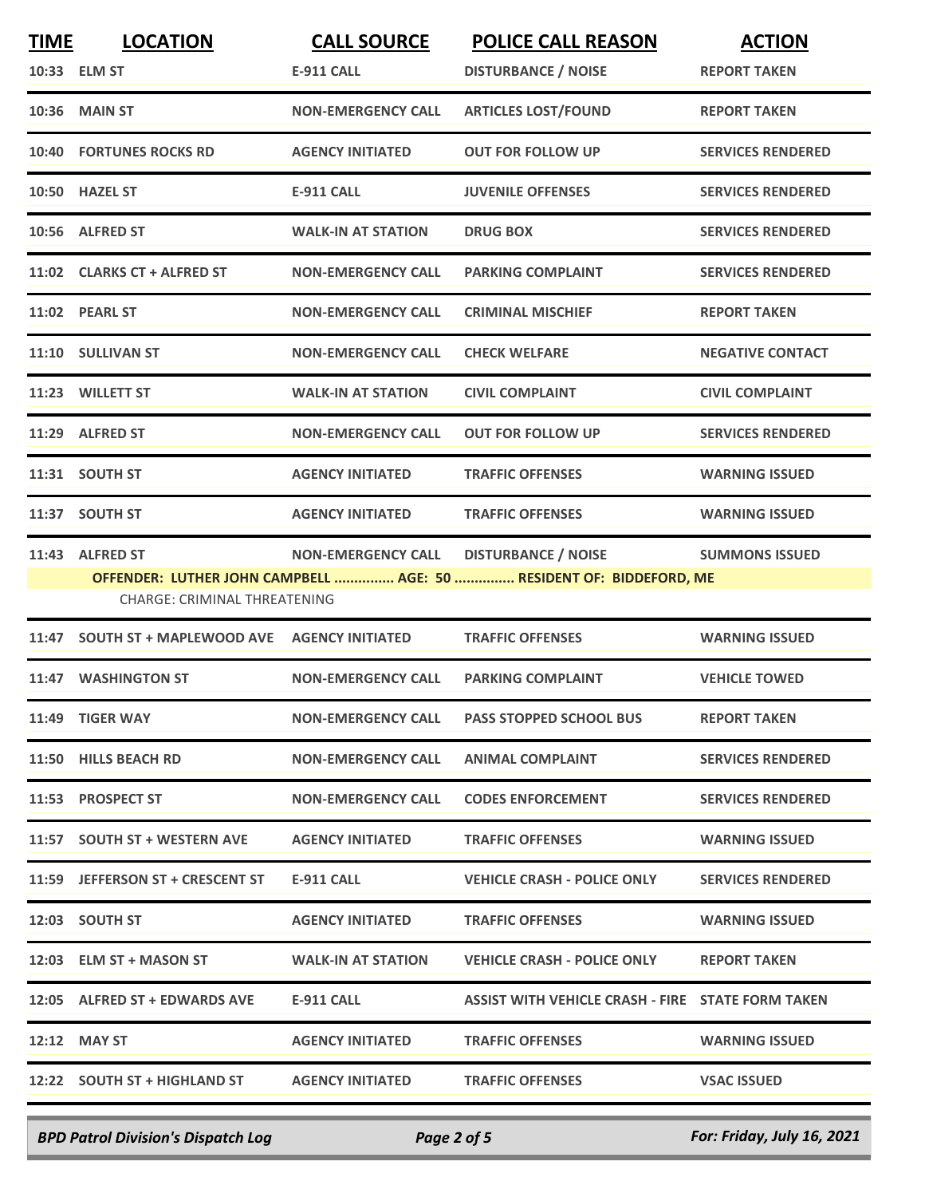| TIME | LOCATION | CALL SOURCE | POLICE CALL REASON | ACTION |
|---|---|---|---|---|
| 10:33 | ELM ST | E-911 CALL | DISTURBANCE / NOISE | REPORT TAKEN |
| 10:36 | MAIN ST | NON-EMERGENCY CALL | ARTICLES LOST/FOUND | REPORT TAKEN |
| 10:40 | FORTUNES ROCKS RD | AGENCY INITIATED | OUT FOR FOLLOW UP | SERVICES RENDERED |
| 10:50 | HAZEL ST | E-911 CALL | JUVENILE OFFENSES | SERVICES RENDERED |
| 10:56 | ALFRED ST | WALK-IN AT STATION | DRUG BOX | SERVICES RENDERED |
| 11:02 | CLARKS CT + ALFRED ST | NON-EMERGENCY CALL | PARKING COMPLAINT | SERVICES RENDERED |
| 11:02 | PEARL ST | NON-EMERGENCY CALL | CRIMINAL MISCHIEF | REPORT TAKEN |
| 11:10 | SULLIVAN ST | NON-EMERGENCY CALL | CHECK WELFARE | NEGATIVE CONTACT |
| 11:23 | WILLETT ST | WALK-IN AT STATION | CIVIL COMPLAINT | CIVIL COMPLAINT |
| 11:29 | ALFRED ST | NON-EMERGENCY CALL | OUT FOR FOLLOW UP | SERVICES RENDERED |
| 11:31 | SOUTH ST | AGENCY INITIATED | TRAFFIC OFFENSES | WARNING ISSUED |
| 11:37 | SOUTH ST | AGENCY INITIATED | TRAFFIC OFFENSES | WARNING ISSUED |
| 11:43 | ALFRED ST | NON-EMERGENCY CALL | DISTURBANCE / NOISE | SUMMONS ISSUED |
| | OFFENDER: LUTHER JOHN CAMPBELL ............... AGE: 50 ............... RESIDENT OF: BIDDEFORD, ME | | | |
| | CHARGE: CRIMINAL THREATENING | | | |
| 11:47 | SOUTH ST + MAPLEWOOD AVE | AGENCY INITIATED | TRAFFIC OFFENSES | WARNING ISSUED |
| 11:47 | WASHINGTON ST | NON-EMERGENCY CALL | PARKING COMPLAINT | VEHICLE TOWED |
| 11:49 | TIGER WAY | NON-EMERGENCY CALL | PASS STOPPED SCHOOL BUS | REPORT TAKEN |
| 11:50 | HILLS BEACH RD | NON-EMERGENCY CALL | ANIMAL COMPLAINT | SERVICES RENDERED |
| 11:53 | PROSPECT ST | NON-EMERGENCY CALL | CODES ENFORCEMENT | SERVICES RENDERED |
| 11:57 | SOUTH ST + WESTERN AVE | AGENCY INITIATED | TRAFFIC OFFENSES | WARNING ISSUED |
| 11:59 | JEFFERSON ST + CRESCENT ST | E-911 CALL | VEHICLE CRASH - POLICE ONLY | SERVICES RENDERED |
| 12:03 | SOUTH ST | AGENCY INITIATED | TRAFFIC OFFENSES | WARNING ISSUED |
| 12:03 | ELM ST + MASON ST | WALK-IN AT STATION | VEHICLE CRASH - POLICE ONLY | REPORT TAKEN |
| 12:05 | ALFRED ST + EDWARDS AVE | E-911 CALL | ASSIST WITH VEHICLE CRASH - FIRE | STATE FORM TAKEN |
| 12:12 | MAY ST | AGENCY INITIATED | TRAFFIC OFFENSES | WARNING ISSUED |
| 12:22 | SOUTH ST + HIGHLAND ST | AGENCY INITIATED | TRAFFIC OFFENSES | VSAC ISSUED |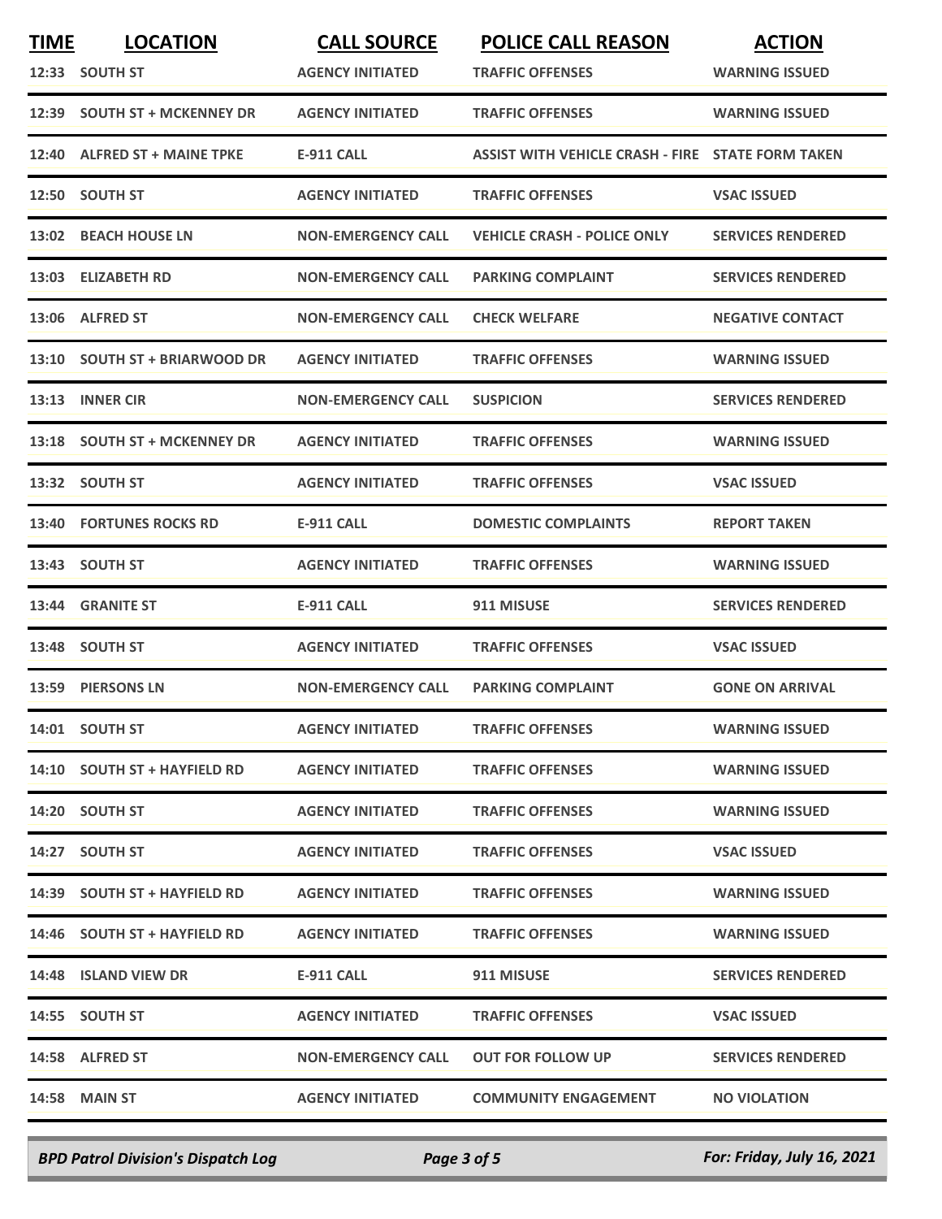| TIME | LOCATION | CALL SOURCE | POLICE CALL REASON | ACTION |
|---|---|---|---|---|
| 12:33 | SOUTH ST | AGENCY INITIATED | TRAFFIC OFFENSES | WARNING ISSUED |
| 12:39 | SOUTH ST + MCKENNEY DR | AGENCY INITIATED | TRAFFIC OFFENSES | WARNING ISSUED |
| 12:40 | ALFRED ST + MAINE TPKE | E-911 CALL | ASSIST WITH VEHICLE CRASH - FIRE | STATE FORM TAKEN |
| 12:50 | SOUTH ST | AGENCY INITIATED | TRAFFIC OFFENSES | VSAC ISSUED |
| 13:02 | BEACH HOUSE LN | NON-EMERGENCY CALL | VEHICLE CRASH - POLICE ONLY | SERVICES RENDERED |
| 13:03 | ELIZABETH RD | NON-EMERGENCY CALL | PARKING COMPLAINT | SERVICES RENDERED |
| 13:06 | ALFRED ST | NON-EMERGENCY CALL | CHECK WELFARE | NEGATIVE CONTACT |
| 13:10 | SOUTH ST + BRIARWOOD DR | AGENCY INITIATED | TRAFFIC OFFENSES | WARNING ISSUED |
| 13:13 | INNER CIR | NON-EMERGENCY CALL | SUSPICION | SERVICES RENDERED |
| 13:18 | SOUTH ST + MCKENNEY DR | AGENCY INITIATED | TRAFFIC OFFENSES | WARNING ISSUED |
| 13:32 | SOUTH ST | AGENCY INITIATED | TRAFFIC OFFENSES | VSAC ISSUED |
| 13:40 | FORTUNES ROCKS RD | E-911 CALL | DOMESTIC COMPLAINTS | REPORT TAKEN |
| 13:43 | SOUTH ST | AGENCY INITIATED | TRAFFIC OFFENSES | WARNING ISSUED |
| 13:44 | GRANITE ST | E-911 CALL | 911 MISUSE | SERVICES RENDERED |
| 13:48 | SOUTH ST | AGENCY INITIATED | TRAFFIC OFFENSES | VSAC ISSUED |
| 13:59 | PIERSONS LN | NON-EMERGENCY CALL | PARKING COMPLAINT | GONE ON ARRIVAL |
| 14:01 | SOUTH ST | AGENCY INITIATED | TRAFFIC OFFENSES | WARNING ISSUED |
| 14:10 | SOUTH ST + HAYFIELD RD | AGENCY INITIATED | TRAFFIC OFFENSES | WARNING ISSUED |
| 14:20 | SOUTH ST | AGENCY INITIATED | TRAFFIC OFFENSES | WARNING ISSUED |
| 14:27 | SOUTH ST | AGENCY INITIATED | TRAFFIC OFFENSES | VSAC ISSUED |
| 14:39 | SOUTH ST + HAYFIELD RD | AGENCY INITIATED | TRAFFIC OFFENSES | WARNING ISSUED |
| 14:46 | SOUTH ST + HAYFIELD RD | AGENCY INITIATED | TRAFFIC OFFENSES | WARNING ISSUED |
| 14:48 | ISLAND VIEW DR | E-911 CALL | 911 MISUSE | SERVICES RENDERED |
| 14:55 | SOUTH ST | AGENCY INITIATED | TRAFFIC OFFENSES | VSAC ISSUED |
| 14:58 | ALFRED ST | NON-EMERGENCY CALL | OUT FOR FOLLOW UP | SERVICES RENDERED |
| 14:58 | MAIN ST | AGENCY INITIATED | COMMUNITY ENGAGEMENT | NO VIOLATION |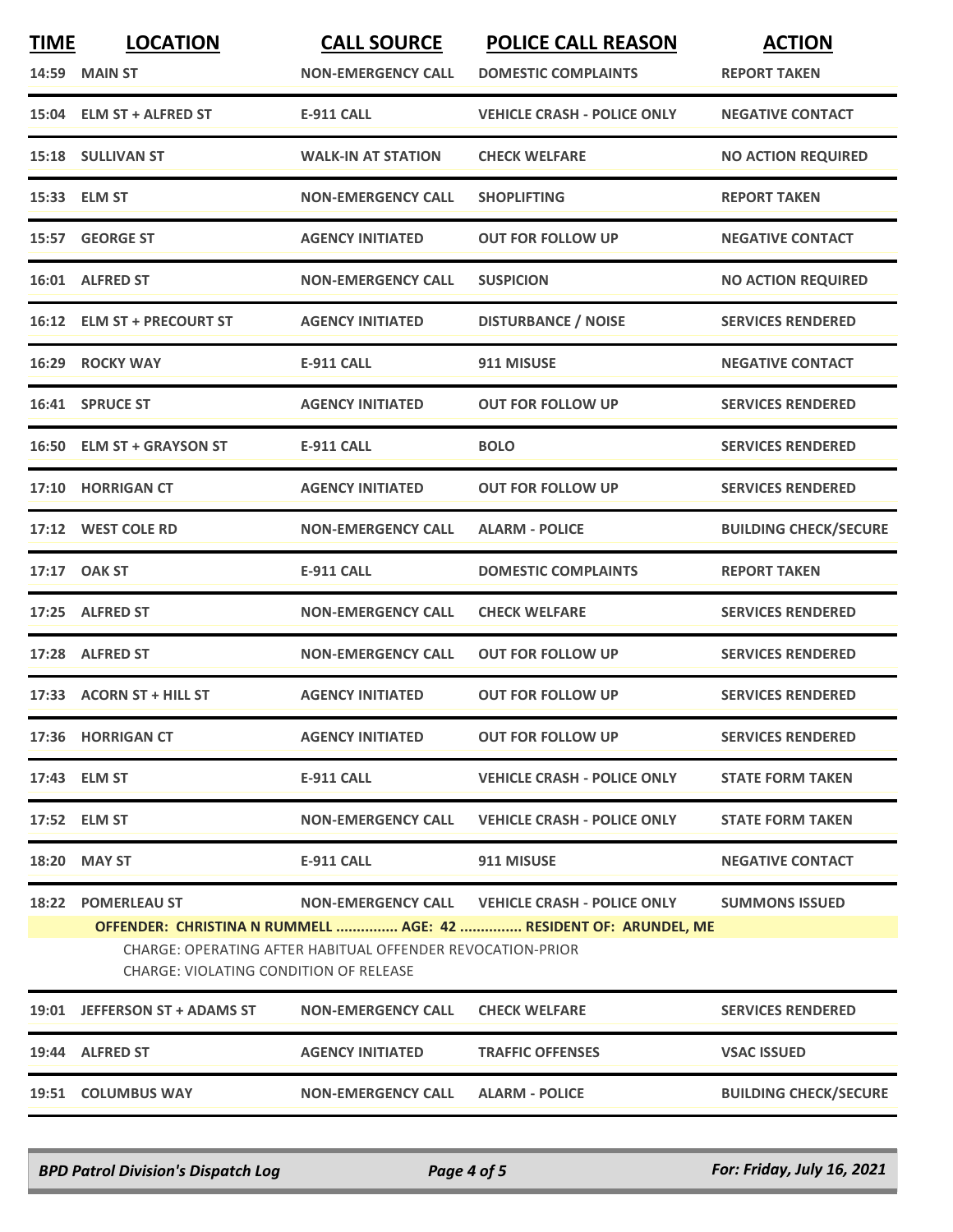| TIME | LOCATION | CALL SOURCE | POLICE CALL REASON | ACTION |
|---|---|---|---|---|
| 14:59 | MAIN ST | NON-EMERGENCY CALL | DOMESTIC COMPLAINTS | REPORT TAKEN |
| 15:04 | ELM ST + ALFRED ST | E-911 CALL | VEHICLE CRASH - POLICE ONLY | NEGATIVE CONTACT |
| 15:18 | SULLIVAN ST | WALK-IN AT STATION | CHECK WELFARE | NO ACTION REQUIRED |
| 15:33 | ELM ST | NON-EMERGENCY CALL | SHOPLIFTING | REPORT TAKEN |
| 15:57 | GEORGE ST | AGENCY INITIATED | OUT FOR FOLLOW UP | NEGATIVE CONTACT |
| 16:01 | ALFRED ST | NON-EMERGENCY CALL | SUSPICION | NO ACTION REQUIRED |
| 16:12 | ELM ST + PRECOURT ST | AGENCY INITIATED | DISTURBANCE / NOISE | SERVICES RENDERED |
| 16:29 | ROCKY WAY | E-911 CALL | 911 MISUSE | NEGATIVE CONTACT |
| 16:41 | SPRUCE ST | AGENCY INITIATED | OUT FOR FOLLOW UP | SERVICES RENDERED |
| 16:50 | ELM ST + GRAYSON ST | E-911 CALL | BOLO | SERVICES RENDERED |
| 17:10 | HORRIGAN CT | AGENCY INITIATED | OUT FOR FOLLOW UP | SERVICES RENDERED |
| 17:12 | WEST COLE RD | NON-EMERGENCY CALL | ALARM - POLICE | BUILDING CHECK/SECURE |
| 17:17 | OAK ST | E-911 CALL | DOMESTIC COMPLAINTS | REPORT TAKEN |
| 17:25 | ALFRED ST | NON-EMERGENCY CALL | CHECK WELFARE | SERVICES RENDERED |
| 17:28 | ALFRED ST | NON-EMERGENCY CALL | OUT FOR FOLLOW UP | SERVICES RENDERED |
| 17:33 | ACORN ST + HILL ST | AGENCY INITIATED | OUT FOR FOLLOW UP | SERVICES RENDERED |
| 17:36 | HORRIGAN CT | AGENCY INITIATED | OUT FOR FOLLOW UP | SERVICES RENDERED |
| 17:43 | ELM ST | E-911 CALL | VEHICLE CRASH - POLICE ONLY | STATE FORM TAKEN |
| 17:52 | ELM ST | NON-EMERGENCY CALL | VEHICLE CRASH - POLICE ONLY | STATE FORM TAKEN |
| 18:20 | MAY ST | E-911 CALL | 911 MISUSE | NEGATIVE CONTACT |
| 18:22 | POMERLEAU ST | NON-EMERGENCY CALL | VEHICLE CRASH - POLICE ONLY | SUMMONS ISSUED |
| | OFFENDER: CHRISTINA N RUMMELL ............... AGE: 42 ............... RESIDENT OF: ARUNDEL, ME | | | |
| | CHARGE: OPERATING AFTER HABITUAL OFFENDER REVOCATION-PRIOR | | | |
| | CHARGE: VIOLATING CONDITION OF RELEASE | | | |
| 19:01 | JEFFERSON ST + ADAMS ST | NON-EMERGENCY CALL | CHECK WELFARE | SERVICES RENDERED |
| 19:44 | ALFRED ST | AGENCY INITIATED | TRAFFIC OFFENSES | VSAC ISSUED |
| 19:51 | COLUMBUS WAY | NON-EMERGENCY CALL | ALARM - POLICE | BUILDING CHECK/SECURE |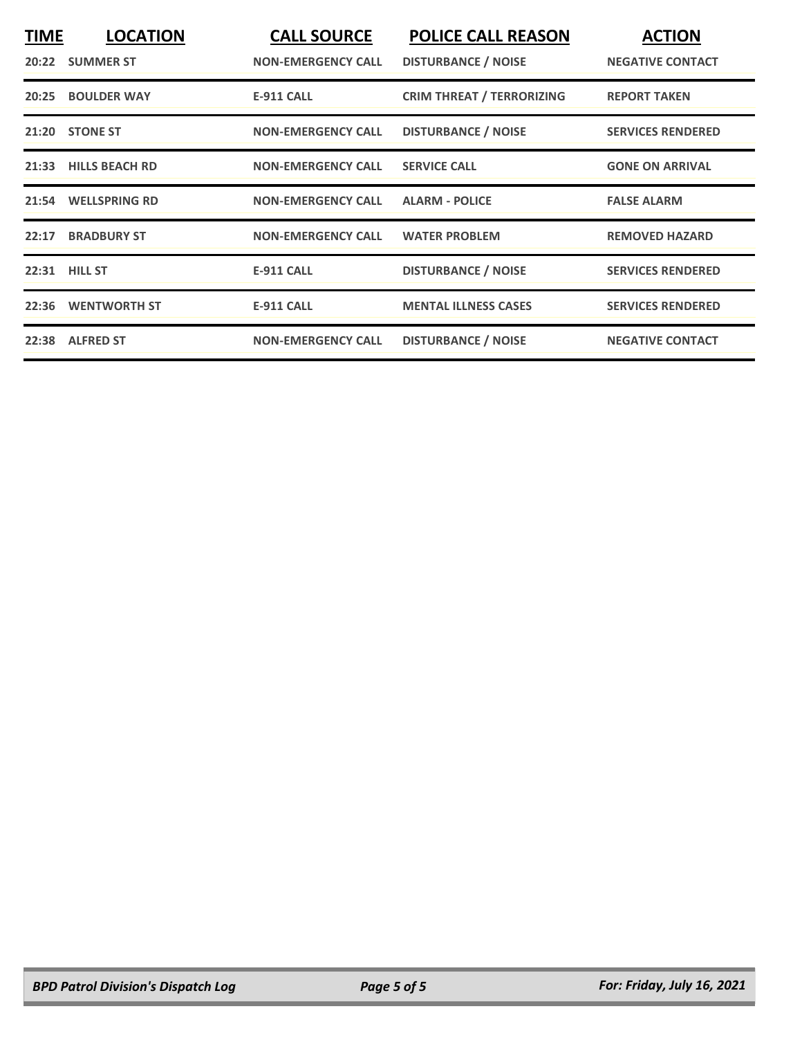| TIME | LOCATION | CALL SOURCE | POLICE CALL REASON | ACTION |
|---|---|---|---|---|
| 20:22 | SUMMER ST | NON-EMERGENCY CALL | DISTURBANCE / NOISE | NEGATIVE CONTACT |
| 20:25 | BOULDER WAY | E-911 CALL | CRIM THREAT / TERRORIZING | REPORT TAKEN |
| 21:20 | STONE ST | NON-EMERGENCY CALL | DISTURBANCE / NOISE | SERVICES RENDERED |
| 21:33 | HILLS BEACH RD | NON-EMERGENCY CALL | SERVICE CALL | GONE ON ARRIVAL |
| 21:54 | WELLSPRING RD | NON-EMERGENCY CALL | ALARM - POLICE | FALSE ALARM |
| 22:17 | BRADBURY ST | NON-EMERGENCY CALL | WATER PROBLEM | REMOVED HAZARD |
| 22:31 | HILL ST | E-911 CALL | DISTURBANCE / NOISE | SERVICES RENDERED |
| 22:36 | WENTWORTH ST | E-911 CALL | MENTAL ILLNESS CASES | SERVICES RENDERED |
| 22:38 | ALFRED ST | NON-EMERGENCY CALL | DISTURBANCE / NOISE | NEGATIVE CONTACT |